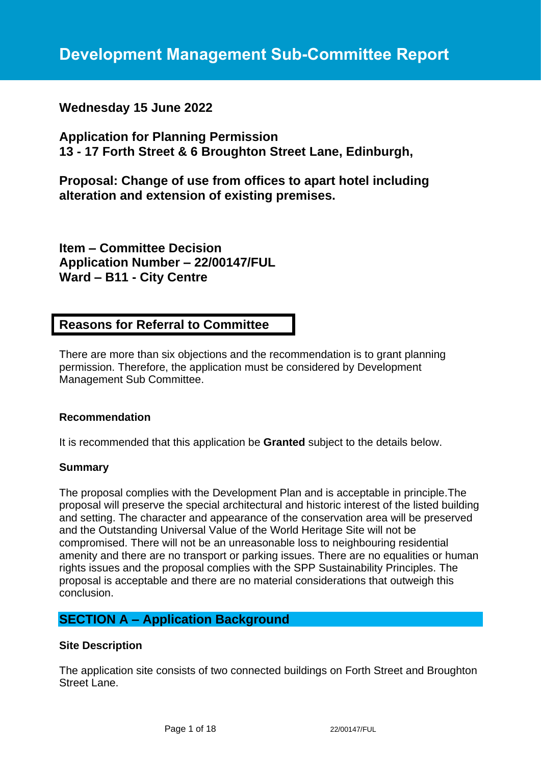# Development Management Sub-Committee Report

**Wednesday 15 June 2022**

**Application for Planning Permission**
**13 - 17 Forth Street & 6 Broughton Street Lane, Edinburgh,**

**Proposal: Change of use from offices to apart hotel including alteration and extension of existing premises.**

**Item – Committee Decision**
**Application Number – 22/00147/FUL**
**Ward – B11 - City Centre**

## Reasons for Referral to Committee

There are more than six objections and the recommendation is to grant planning permission. Therefore, the application must be considered by Development Management Sub Committee.

**Recommendation**

It is recommended that this application be **Granted** subject to the details below.

**Summary**

The proposal complies with the Development Plan and is acceptable in principle.The proposal will preserve the special architectural and historic interest of the listed building and setting. The character and appearance of the conservation area will be preserved and the Outstanding Universal Value of the World Heritage Site will not be compromised. There will not be an unreasonable loss to neighbouring residential amenity and there are no transport or parking issues. There are no equalities or human rights issues and the proposal complies with the SPP Sustainability Principles. The proposal is acceptable and there are no material considerations that outweigh this conclusion.

## SECTION A – Application Background

**Site Description**

The application site consists of two connected buildings on Forth Street and Broughton Street Lane.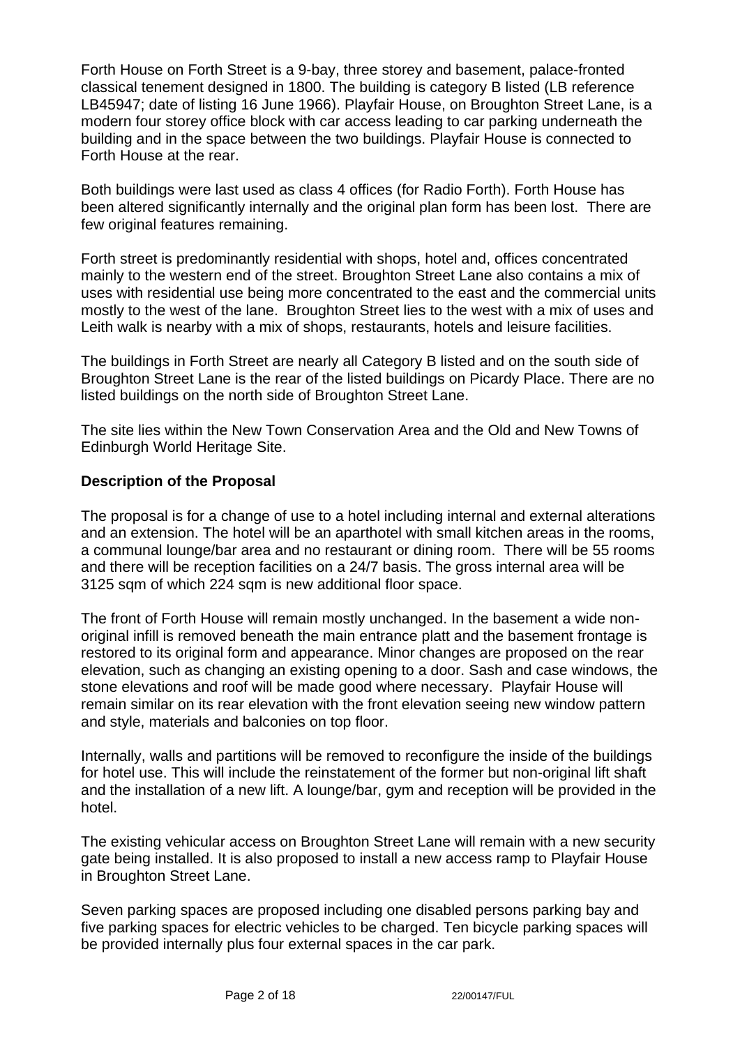Forth House on Forth Street is a 9-bay, three storey and basement, palace-fronted classical tenement designed in 1800. The building is category B listed (LB reference LB45947; date of listing 16 June 1966). Playfair House, on Broughton Street Lane, is a modern four storey office block with car access leading to car parking underneath the building and in the space between the two buildings. Playfair House is connected to Forth House at the rear.

Both buildings were last used as class 4 offices (for Radio Forth). Forth House has been altered significantly internally and the original plan form has been lost. There are few original features remaining.

Forth street is predominantly residential with shops, hotel and, offices concentrated mainly to the western end of the street. Broughton Street Lane also contains a mix of uses with residential use being more concentrated to the east and the commercial units mostly to the west of the lane. Broughton Street lies to the west with a mix of uses and Leith walk is nearby with a mix of shops, restaurants, hotels and leisure facilities.

The buildings in Forth Street are nearly all Category B listed and on the south side of Broughton Street Lane is the rear of the listed buildings on Picardy Place. There are no listed buildings on the north side of Broughton Street Lane.

The site lies within the New Town Conservation Area and the Old and New Towns of Edinburgh World Heritage Site.

**Description of the Proposal**

The proposal is for a change of use to a hotel including internal and external alterations and an extension. The hotel will be an aparthotel with small kitchen areas in the rooms, a communal lounge/bar area and no restaurant or dining room. There will be 55 rooms and there will be reception facilities on a 24/7 basis. The gross internal area will be 3125 sqm of which 224 sqm is new additional floor space.

The front of Forth House will remain mostly unchanged. In the basement a wide non-original infill is removed beneath the main entrance platt and the basement frontage is restored to its original form and appearance. Minor changes are proposed on the rear elevation, such as changing an existing opening to a door. Sash and case windows, the stone elevations and roof will be made good where necessary. Playfair House will remain similar on its rear elevation with the front elevation seeing new window pattern and style, materials and balconies on top floor.

Internally, walls and partitions will be removed to reconfigure the inside of the buildings for hotel use. This will include the reinstatement of the former but non-original lift shaft and the installation of a new lift. A lounge/bar, gym and reception will be provided in the hotel.

The existing vehicular access on Broughton Street Lane will remain with a new security gate being installed. It is also proposed to install a new access ramp to Playfair House in Broughton Street Lane.

Seven parking spaces are proposed including one disabled persons parking bay and five parking spaces for electric vehicles to be charged. Ten bicycle parking spaces will be provided internally plus four external spaces in the car park.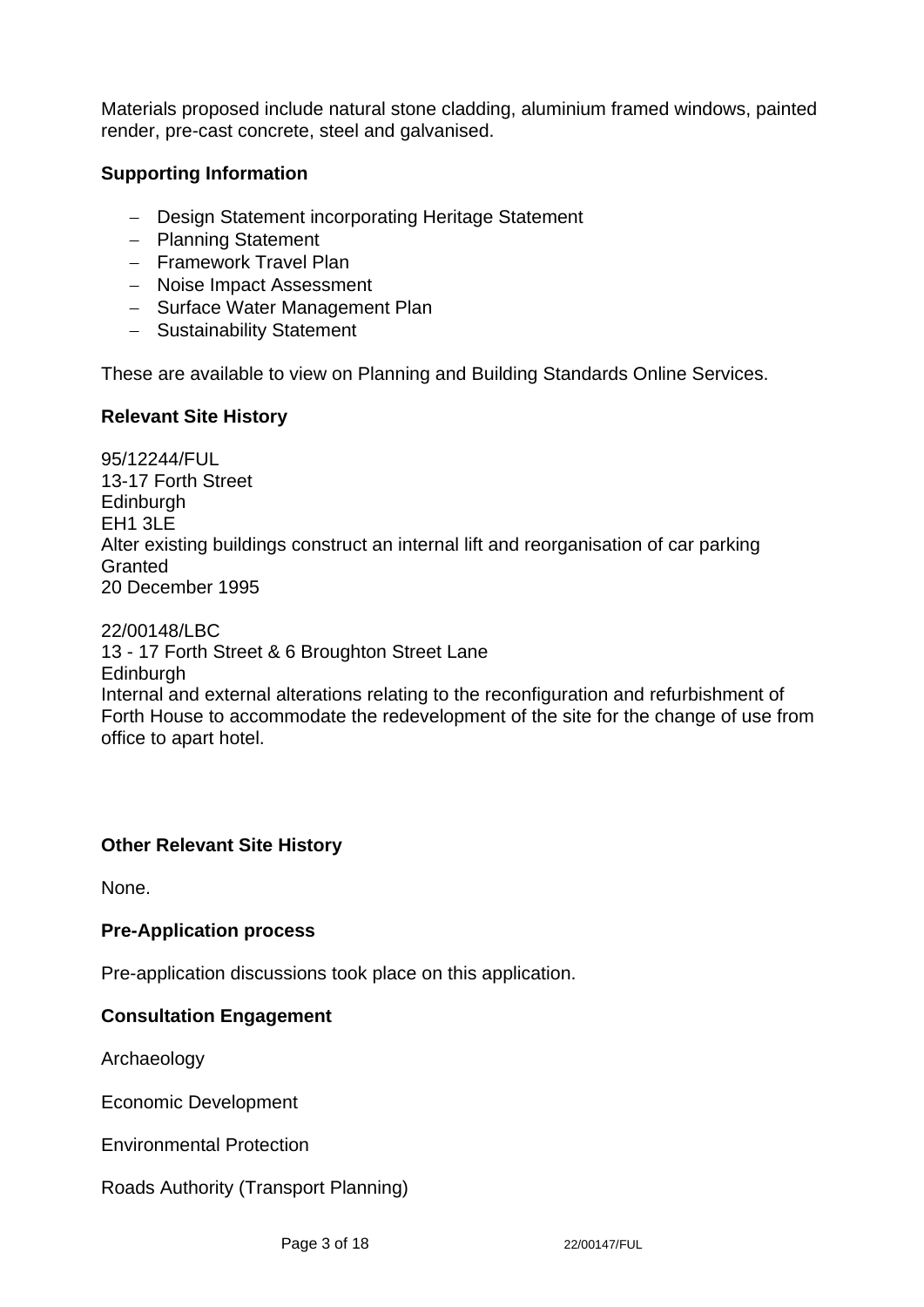Materials proposed include natural stone cladding, aluminium framed windows, painted render, pre-cast concrete, steel and galvanised.

**Supporting Information**

- Design Statement incorporating Heritage Statement
- Planning Statement
- Framework Travel Plan
- Noise Impact Assessment
- Surface Water Management Plan
- Sustainability Statement

These are available to view on Planning and Building Standards Online Services.

**Relevant Site History**

95/12244/FUL
13-17 Forth Street
Edinburgh
EH1 3LE
Alter existing buildings construct an internal lift and reorganisation of car parking
Granted
20 December 1995

22/00148/LBC
13 - 17 Forth Street & 6 Broughton Street Lane
Edinburgh
Internal and external alterations relating to the reconfiguration and refurbishment of Forth House to accommodate the redevelopment of the site for the change of use from office to apart hotel.

**Other Relevant Site History**

None.

**Pre-Application process**

Pre-application discussions took place on this application.

**Consultation Engagement**

Archaeology

Economic Development

Environmental Protection

Roads Authority (Transport Planning)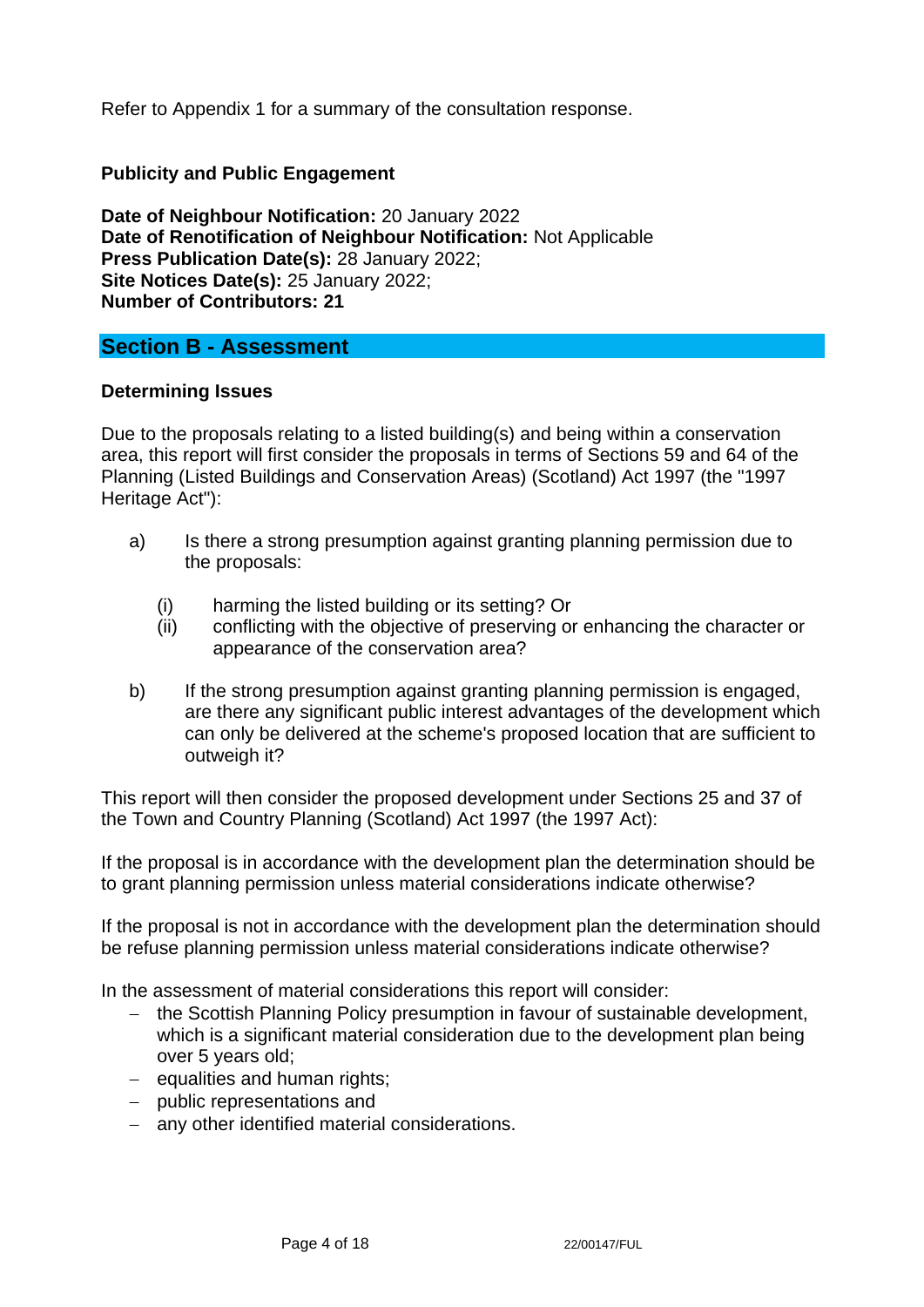Refer to Appendix 1 for a summary of the consultation response.

**Publicity and Public Engagement**

**Date of Neighbour Notification:** 20 January 2022
**Date of Renotification of Neighbour Notification:** Not Applicable
**Press Publication Date(s):** 28 January 2022;
**Site Notices Date(s):** 25 January 2022;
**Number of Contributors: 21**

## Section B - Assessment

**Determining Issues**

Due to the proposals relating to a listed building(s) and being within a conservation area, this report will first consider the proposals in terms of Sections 59 and 64 of the Planning (Listed Buildings and Conservation Areas) (Scotland) Act 1997 (the "1997 Heritage Act"):

a) Is there a strong presumption against granting planning permission due to the proposals:

   (i) harming the listed building or its setting? Or
   (ii) conflicting with the objective of preserving or enhancing the character or appearance of the conservation area?

b) If the strong presumption against granting planning permission is engaged, are there any significant public interest advantages of the development which can only be delivered at the scheme's proposed location that are sufficient to outweigh it?

This report will then consider the proposed development under Sections 25 and 37 of the Town and Country Planning (Scotland) Act 1997 (the 1997 Act):

If the proposal is in accordance with the development plan the determination should be to grant planning permission unless material considerations indicate otherwise?

If the proposal is not in accordance with the development plan the determination should be refuse planning permission unless material considerations indicate otherwise?

In the assessment of material considerations this report will consider:

- the Scottish Planning Policy presumption in favour of sustainable development, which is a significant material consideration due to the development plan being over 5 years old;
- equalities and human rights;
- public representations and
- any other identified material considerations.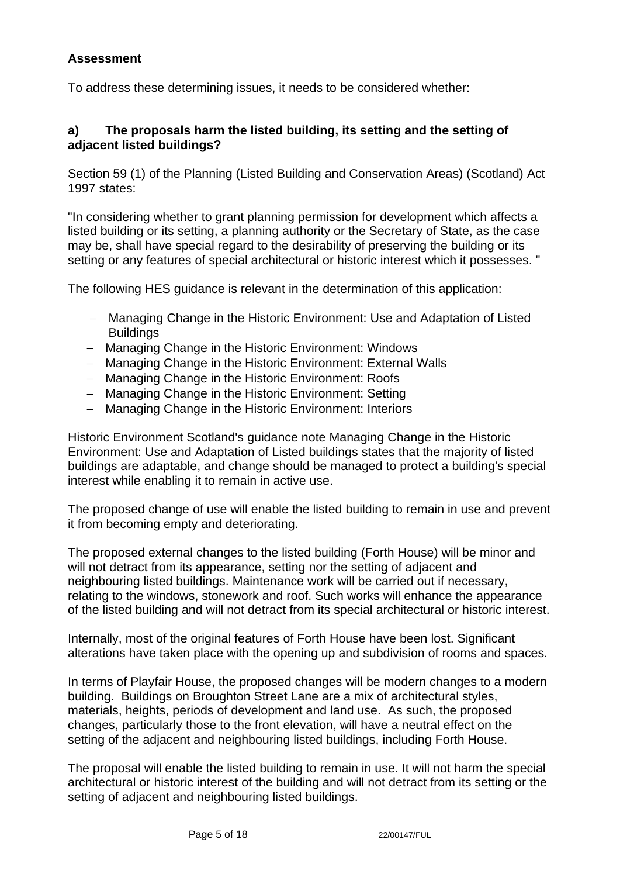**Assessment**

To address these determining issues, it needs to be considered whether:

**a) The proposals harm the listed building, its setting and the setting of adjacent listed buildings?**

Section 59 (1) of the Planning (Listed Building and Conservation Areas) (Scotland) Act 1997 states:

"In considering whether to grant planning permission for development which affects a listed building or its setting, a planning authority or the Secretary of State, as the case may be, shall have special regard to the desirability of preserving the building or its setting or any features of special architectural or historic interest which it possesses. "

The following HES guidance is relevant in the determination of this application:

- Managing Change in the Historic Environment: Use and Adaptation of Listed Buildings
- Managing Change in the Historic Environment: Windows
- Managing Change in the Historic Environment: External Walls
- Managing Change in the Historic Environment: Roofs
- Managing Change in the Historic Environment: Setting
- Managing Change in the Historic Environment: Interiors

Historic Environment Scotland's guidance note Managing Change in the Historic Environment: Use and Adaptation of Listed buildings states that the majority of listed buildings are adaptable, and change should be managed to protect a building's special interest while enabling it to remain in active use.

The proposed change of use will enable the listed building to remain in use and prevent it from becoming empty and deteriorating.

The proposed external changes to the listed building (Forth House) will be minor and will not detract from its appearance, setting nor the setting of adjacent and neighbouring listed buildings. Maintenance work will be carried out if necessary, relating to the windows, stonework and roof. Such works will enhance the appearance of the listed building and will not detract from its special architectural or historic interest.

Internally, most of the original features of Forth House have been lost. Significant alterations have taken place with the opening up and subdivision of rooms and spaces.

In terms of Playfair House, the proposed changes will be modern changes to a modern building. Buildings on Broughton Street Lane are a mix of architectural styles, materials, heights, periods of development and land use. As such, the proposed changes, particularly those to the front elevation, will have a neutral effect on the setting of the adjacent and neighbouring listed buildings, including Forth House.

The proposal will enable the listed building to remain in use. It will not harm the special architectural or historic interest of the building and will not detract from its setting or the setting of adjacent and neighbouring listed buildings.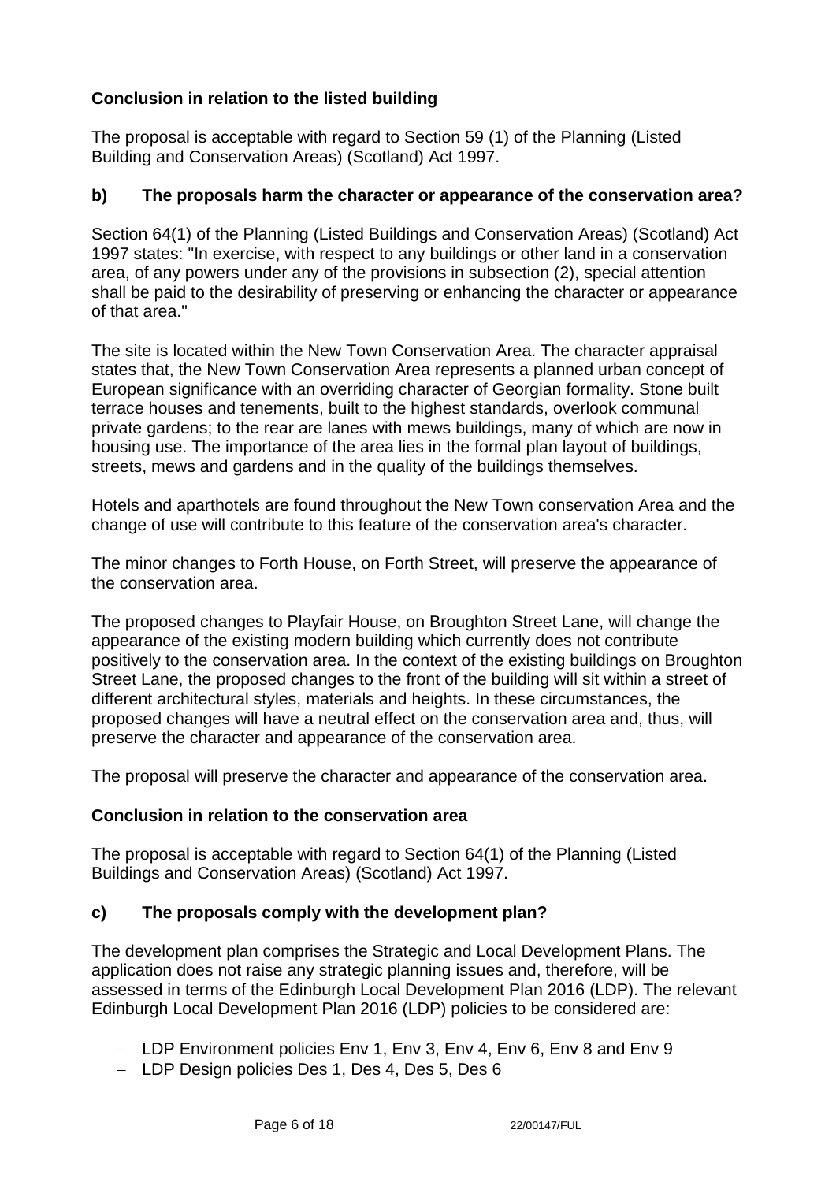**Conclusion in relation to the listed building**

The proposal is acceptable with regard to Section 59 (1) of the Planning (Listed Building and Conservation Areas) (Scotland) Act 1997.

**b) The proposals harm the character or appearance of the conservation area?**

Section 64(1) of the Planning (Listed Buildings and Conservation Areas) (Scotland) Act 1997 states: "In exercise, with respect to any buildings or other land in a conservation area, of any powers under any of the provisions in subsection (2), special attention shall be paid to the desirability of preserving or enhancing the character or appearance of that area."

The site is located within the New Town Conservation Area. The character appraisal states that, the New Town Conservation Area represents a planned urban concept of European significance with an overriding character of Georgian formality. Stone built terrace houses and tenements, built to the highest standards, overlook communal private gardens; to the rear are lanes with mews buildings, many of which are now in housing use. The importance of the area lies in the formal plan layout of buildings, streets, mews and gardens and in the quality of the buildings themselves.

Hotels and aparthotels are found throughout the New Town conservation Area and the change of use will contribute to this feature of the conservation area's character.

The minor changes to Forth House, on Forth Street, will preserve the appearance of the conservation area.

The proposed changes to Playfair House, on Broughton Street Lane, will change the appearance of the existing modern building which currently does not contribute positively to the conservation area. In the context of the existing buildings on Broughton Street Lane, the proposed changes to the front of the building will sit within a street of different architectural styles, materials and heights. In these circumstances, the proposed changes will have a neutral effect on the conservation area and, thus, will preserve the character and appearance of the conservation area.

The proposal will preserve the character and appearance of the conservation area.

**Conclusion in relation to the conservation area**

The proposal is acceptable with regard to Section 64(1) of the Planning (Listed Buildings and Conservation Areas) (Scotland) Act 1997.

**c) The proposals comply with the development plan?**

The development plan comprises the Strategic and Local Development Plans. The application does not raise any strategic planning issues and, therefore, will be assessed in terms of the Edinburgh Local Development Plan 2016 (LDP). The relevant Edinburgh Local Development Plan 2016 (LDP) policies to be considered are:

- LDP Environment policies Env 1, Env 3, Env 4, Env 6, Env 8 and Env 9
- LDP Design policies Des 1, Des 4, Des 5, Des 6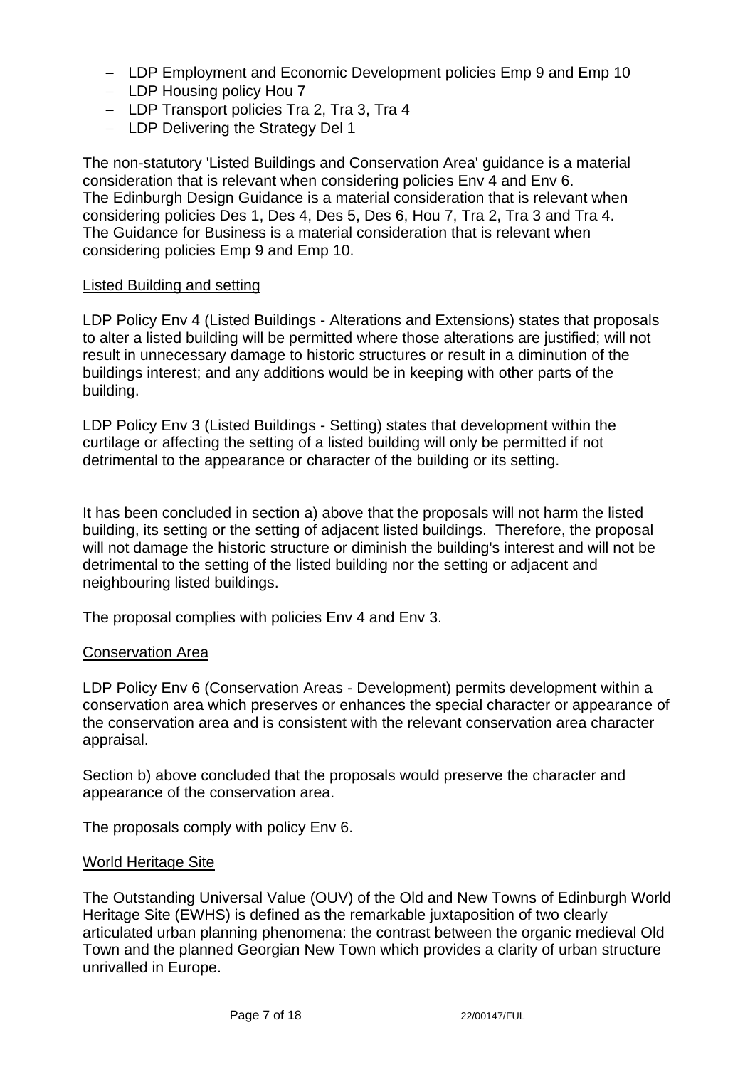- LDP Employment and Economic Development policies Emp 9 and Emp 10
- LDP Housing policy Hou 7
- LDP Transport policies Tra 2, Tra 3, Tra 4
- LDP Delivering the Strategy Del 1

The non-statutory 'Listed Buildings and Conservation Area' guidance is a material consideration that is relevant when considering policies Env 4 and Env 6.
The Edinburgh Design Guidance is a material consideration that is relevant when considering policies Des 1, Des 4, Des 5, Des 6, Hou 7, Tra 2, Tra 3 and Tra 4.
The Guidance for Business is a material consideration that is relevant when considering policies Emp 9 and Emp 10.

Listed Building and setting

LDP Policy Env 4 (Listed Buildings - Alterations and Extensions) states that proposals to alter a listed building will be permitted where those alterations are justified; will not result in unnecessary damage to historic structures or result in a diminution of the buildings interest; and any additions would be in keeping with other parts of the building.

LDP Policy Env 3 (Listed Buildings - Setting) states that development within the curtilage or affecting the setting of a listed building will only be permitted if not detrimental to the appearance or character of the building or its setting.

It has been concluded in section a) above that the proposals will not harm the listed building, its setting or the setting of adjacent listed buildings. Therefore, the proposal will not damage the historic structure or diminish the building's interest and will not be detrimental to the setting of the listed building nor the setting or adjacent and neighbouring listed buildings.

The proposal complies with policies Env 4 and Env 3.

Conservation Area

LDP Policy Env 6 (Conservation Areas - Development) permits development within a conservation area which preserves or enhances the special character or appearance of the conservation area and is consistent with the relevant conservation area character appraisal.

Section b) above concluded that the proposals would preserve the character and appearance of the conservation area.

The proposals comply with policy Env 6.

World Heritage Site

The Outstanding Universal Value (OUV) of the Old and New Towns of Edinburgh World Heritage Site (EWHS) is defined as the remarkable juxtaposition of two clearly articulated urban planning phenomena: the contrast between the organic medieval Old Town and the planned Georgian New Town which provides a clarity of urban structure unrivalled in Europe.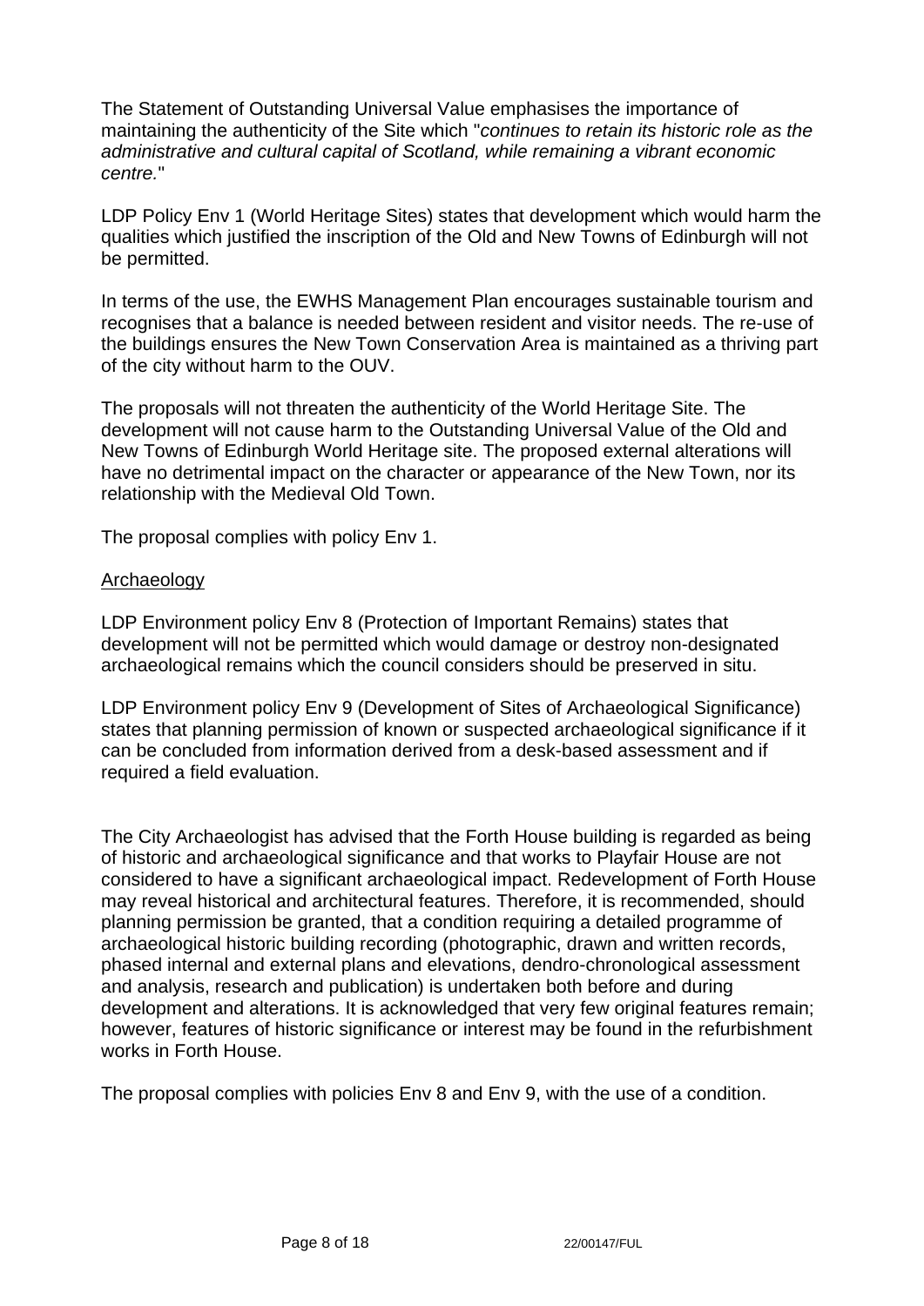The Statement of Outstanding Universal Value emphasises the importance of maintaining the authenticity of the Site which "*continues to retain its historic role as the administrative and cultural capital of Scotland, while remaining a vibrant economic centre.*"

LDP Policy Env 1 (World Heritage Sites) states that development which would harm the qualities which justified the inscription of the Old and New Towns of Edinburgh will not be permitted.

In terms of the use, the EWHS Management Plan encourages sustainable tourism and recognises that a balance is needed between resident and visitor needs. The re-use of the buildings ensures the New Town Conservation Area is maintained as a thriving part of the city without harm to the OUV.

The proposals will not threaten the authenticity of the World Heritage Site. The development will not cause harm to the Outstanding Universal Value of the Old and New Towns of Edinburgh World Heritage site. The proposed external alterations will have no detrimental impact on the character or appearance of the New Town, nor its relationship with the Medieval Old Town.

The proposal complies with policy Env 1.

## Archaeology

LDP Environment policy Env 8 (Protection of Important Remains) states that development will not be permitted which would damage or destroy non-designated archaeological remains which the council considers should be preserved in situ.

LDP Environment policy Env 9 (Development of Sites of Archaeological Significance) states that planning permission of known or suspected archaeological significance if it can be concluded from information derived from a desk-based assessment and if required a field evaluation.

The City Archaeologist has advised that the Forth House building is regarded as being of historic and archaeological significance and that works to Playfair House are not considered to have a significant archaeological impact. Redevelopment of Forth House may reveal historical and architectural features. Therefore, it is recommended, should planning permission be granted, that a condition requiring a detailed programme of archaeological historic building recording (photographic, drawn and written records, phased internal and external plans and elevations, dendro-chronological assessment and analysis, research and publication) is undertaken both before and during development and alterations. It is acknowledged that very few original features remain; however, features of historic significance or interest may be found in the refurbishment works in Forth House.

The proposal complies with policies Env 8 and Env 9, with the use of a condition.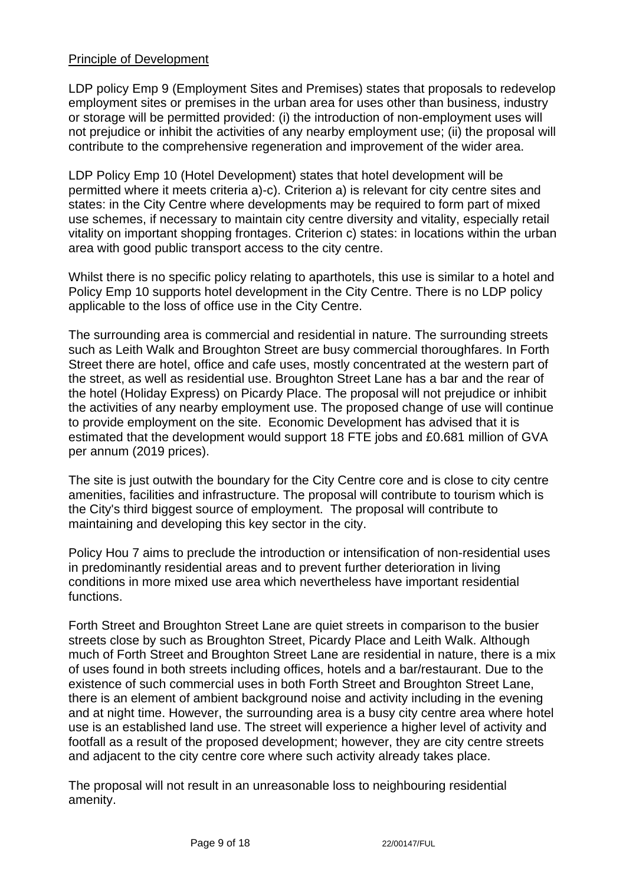Principle of Development

LDP policy Emp 9 (Employment Sites and Premises) states that proposals to redevelop employment sites or premises in the urban area for uses other than business, industry or storage will be permitted provided: (i) the introduction of non-employment uses will not prejudice or inhibit the activities of any nearby employment use; (ii) the proposal will contribute to the comprehensive regeneration and improvement of the wider area.

LDP Policy Emp 10 (Hotel Development) states that hotel development will be permitted where it meets criteria a)-c). Criterion a) is relevant for city centre sites and states: in the City Centre where developments may be required to form part of mixed use schemes, if necessary to maintain city centre diversity and vitality, especially retail vitality on important shopping frontages. Criterion c) states: in locations within the urban area with good public transport access to the city centre.

Whilst there is no specific policy relating to aparthotels, this use is similar to a hotel and Policy Emp 10 supports hotel development in the City Centre. There is no LDP policy applicable to the loss of office use in the City Centre.

The surrounding area is commercial and residential in nature. The surrounding streets such as Leith Walk and Broughton Street are busy commercial thoroughfares. In Forth Street there are hotel, office and cafe uses, mostly concentrated at the western part of the street, as well as residential use. Broughton Street Lane has a bar and the rear of the hotel (Holiday Express) on Picardy Place. The proposal will not prejudice or inhibit the activities of any nearby employment use. The proposed change of use will continue to provide employment on the site. Economic Development has advised that it is estimated that the development would support 18 FTE jobs and £0.681 million of GVA per annum (2019 prices).

The site is just outwith the boundary for the City Centre core and is close to city centre amenities, facilities and infrastructure. The proposal will contribute to tourism which is the City's third biggest source of employment. The proposal will contribute to maintaining and developing this key sector in the city.

Policy Hou 7 aims to preclude the introduction or intensification of non-residential uses in predominantly residential areas and to prevent further deterioration in living conditions in more mixed use area which nevertheless have important residential functions.

Forth Street and Broughton Street Lane are quiet streets in comparison to the busier streets close by such as Broughton Street, Picardy Place and Leith Walk. Although much of Forth Street and Broughton Street Lane are residential in nature, there is a mix of uses found in both streets including offices, hotels and a bar/restaurant. Due to the existence of such commercial uses in both Forth Street and Broughton Street Lane, there is an element of ambient background noise and activity including in the evening and at night time. However, the surrounding area is a busy city centre area where hotel use is an established land use. The street will experience a higher level of activity and footfall as a result of the proposed development; however, they are city centre streets and adjacent to the city centre core where such activity already takes place.

The proposal will not result in an unreasonable loss to neighbouring residential amenity.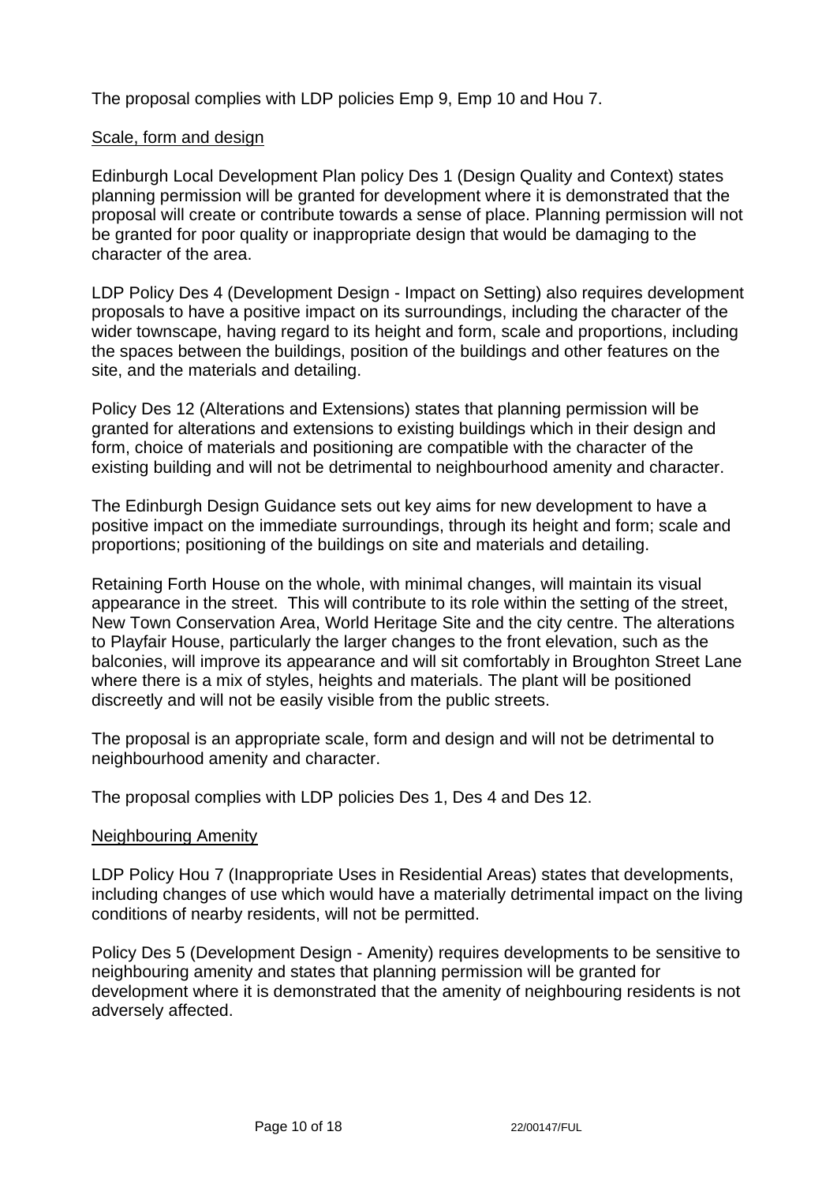The proposal complies with LDP policies Emp 9, Emp 10 and Hou 7.

### Scale, form and design

Edinburgh Local Development Plan policy Des 1 (Design Quality and Context) states planning permission will be granted for development where it is demonstrated that the proposal will create or contribute towards a sense of place. Planning permission will not be granted for poor quality or inappropriate design that would be damaging to the character of the area.

LDP Policy Des 4 (Development Design - Impact on Setting) also requires development proposals to have a positive impact on its surroundings, including the character of the wider townscape, having regard to its height and form, scale and proportions, including the spaces between the buildings, position of the buildings and other features on the site, and the materials and detailing.

Policy Des 12 (Alterations and Extensions) states that planning permission will be granted for alterations and extensions to existing buildings which in their design and form, choice of materials and positioning are compatible with the character of the existing building and will not be detrimental to neighbourhood amenity and character.

The Edinburgh Design Guidance sets out key aims for new development to have a positive impact on the immediate surroundings, through its height and form; scale and proportions; positioning of the buildings on site and materials and detailing.

Retaining Forth House on the whole, with minimal changes, will maintain its visual appearance in the street. This will contribute to its role within the setting of the street, New Town Conservation Area, World Heritage Site and the city centre. The alterations to Playfair House, particularly the larger changes to the front elevation, such as the balconies, will improve its appearance and will sit comfortably in Broughton Street Lane where there is a mix of styles, heights and materials. The plant will be positioned discreetly and will not be easily visible from the public streets.

The proposal is an appropriate scale, form and design and will not be detrimental to neighbourhood amenity and character.

The proposal complies with LDP policies Des 1, Des 4 and Des 12.

### Neighbouring Amenity

LDP Policy Hou 7 (Inappropriate Uses in Residential Areas) states that developments, including changes of use which would have a materially detrimental impact on the living conditions of nearby residents, will not be permitted.

Policy Des 5 (Development Design - Amenity) requires developments to be sensitive to neighbouring amenity and states that planning permission will be granted for development where it is demonstrated that the amenity of neighbouring residents is not adversely affected.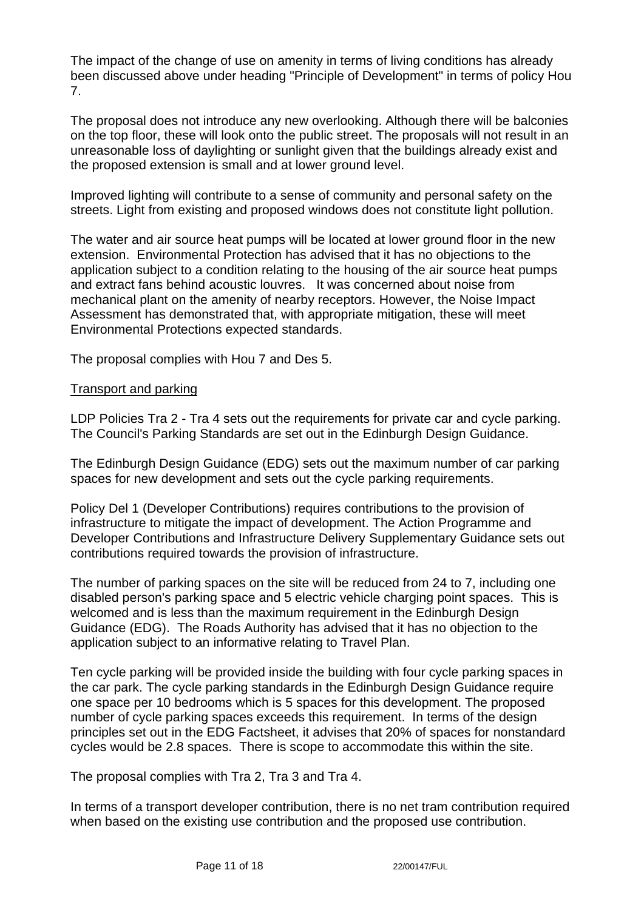The impact of the change of use on amenity in terms of living conditions has already been discussed above under heading "Principle of Development" in terms of policy Hou 7.

The proposal does not introduce any new overlooking. Although there will be balconies on the top floor, these will look onto the public street. The proposals will not result in an unreasonable loss of daylighting or sunlight given that the buildings already exist and the proposed extension is small and at lower ground level.

Improved lighting will contribute to a sense of community and personal safety on the streets. Light from existing and proposed windows does not constitute light pollution.

The water and air source heat pumps will be located at lower ground floor in the new extension. Environmental Protection has advised that it has no objections to the application subject to a condition relating to the housing of the air source heat pumps and extract fans behind acoustic louvres. It was concerned about noise from mechanical plant on the amenity of nearby receptors. However, the Noise Impact Assessment has demonstrated that, with appropriate mitigation, these will meet Environmental Protections expected standards.

The proposal complies with Hou 7 and Des 5.

Transport and parking

LDP Policies Tra 2 - Tra 4 sets out the requirements for private car and cycle parking. The Council's Parking Standards are set out in the Edinburgh Design Guidance.

The Edinburgh Design Guidance (EDG) sets out the maximum number of car parking spaces for new development and sets out the cycle parking requirements.

Policy Del 1 (Developer Contributions) requires contributions to the provision of infrastructure to mitigate the impact of development. The Action Programme and Developer Contributions and Infrastructure Delivery Supplementary Guidance sets out contributions required towards the provision of infrastructure.

The number of parking spaces on the site will be reduced from 24 to 7, including one disabled person's parking space and 5 electric vehicle charging point spaces. This is welcomed and is less than the maximum requirement in the Edinburgh Design Guidance (EDG). The Roads Authority has advised that it has no objection to the application subject to an informative relating to Travel Plan.

Ten cycle parking will be provided inside the building with four cycle parking spaces in the car park. The cycle parking standards in the Edinburgh Design Guidance require one space per 10 bedrooms which is 5 spaces for this development. The proposed number of cycle parking spaces exceeds this requirement. In terms of the design principles set out in the EDG Factsheet, it advises that 20% of spaces for nonstandard cycles would be 2.8 spaces. There is scope to accommodate this within the site.

The proposal complies with Tra 2, Tra 3 and Tra 4.

In terms of a transport developer contribution, there is no net tram contribution required when based on the existing use contribution and the proposed use contribution.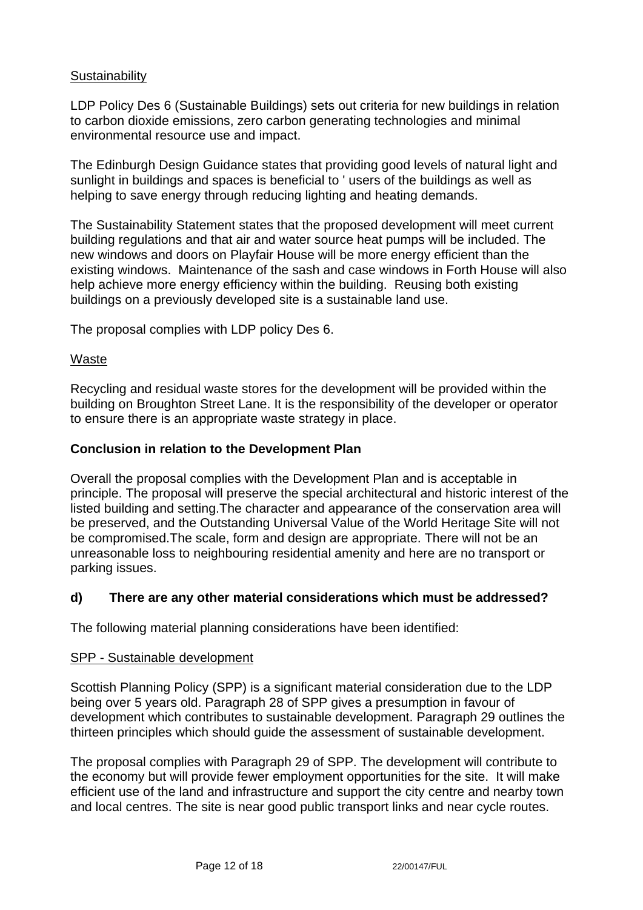Sustainability

LDP Policy Des 6 (Sustainable Buildings) sets out criteria for new buildings in relation to carbon dioxide emissions, zero carbon generating technologies and minimal environmental resource use and impact.

The Edinburgh Design Guidance states that providing good levels of natural light and sunlight in buildings and spaces is beneficial to ' users of the buildings as well as helping to save energy through reducing lighting and heating demands.

The Sustainability Statement states that the proposed development will meet current building regulations and that air and water source heat pumps will be included. The new windows and doors on Playfair House will be more energy efficient than the existing windows. Maintenance of the sash and case windows in Forth House will also help achieve more energy efficiency within the building. Reusing both existing buildings on a previously developed site is a sustainable land use.

The proposal complies with LDP policy Des 6.

Waste

Recycling and residual waste stores for the development will be provided within the building on Broughton Street Lane. It is the responsibility of the developer or operator to ensure there is an appropriate waste strategy in place.

**Conclusion in relation to the Development Plan**

Overall the proposal complies with the Development Plan and is acceptable in principle. The proposal will preserve the special architectural and historic interest of the listed building and setting.The character and appearance of the conservation area will be preserved, and the Outstanding Universal Value of the World Heritage Site will not be compromised.The scale, form and design are appropriate. There will not be an unreasonable loss to neighbouring residential amenity and here are no transport or parking issues.

**d) There are any other material considerations which must be addressed?**

The following material planning considerations have been identified:

SPP - Sustainable development

Scottish Planning Policy (SPP) is a significant material consideration due to the LDP being over 5 years old. Paragraph 28 of SPP gives a presumption in favour of development which contributes to sustainable development. Paragraph 29 outlines the thirteen principles which should guide the assessment of sustainable development.

The proposal complies with Paragraph 29 of SPP. The development will contribute to the economy but will provide fewer employment opportunities for the site. It will make efficient use of the land and infrastructure and support the city centre and nearby town and local centres. The site is near good public transport links and near cycle routes.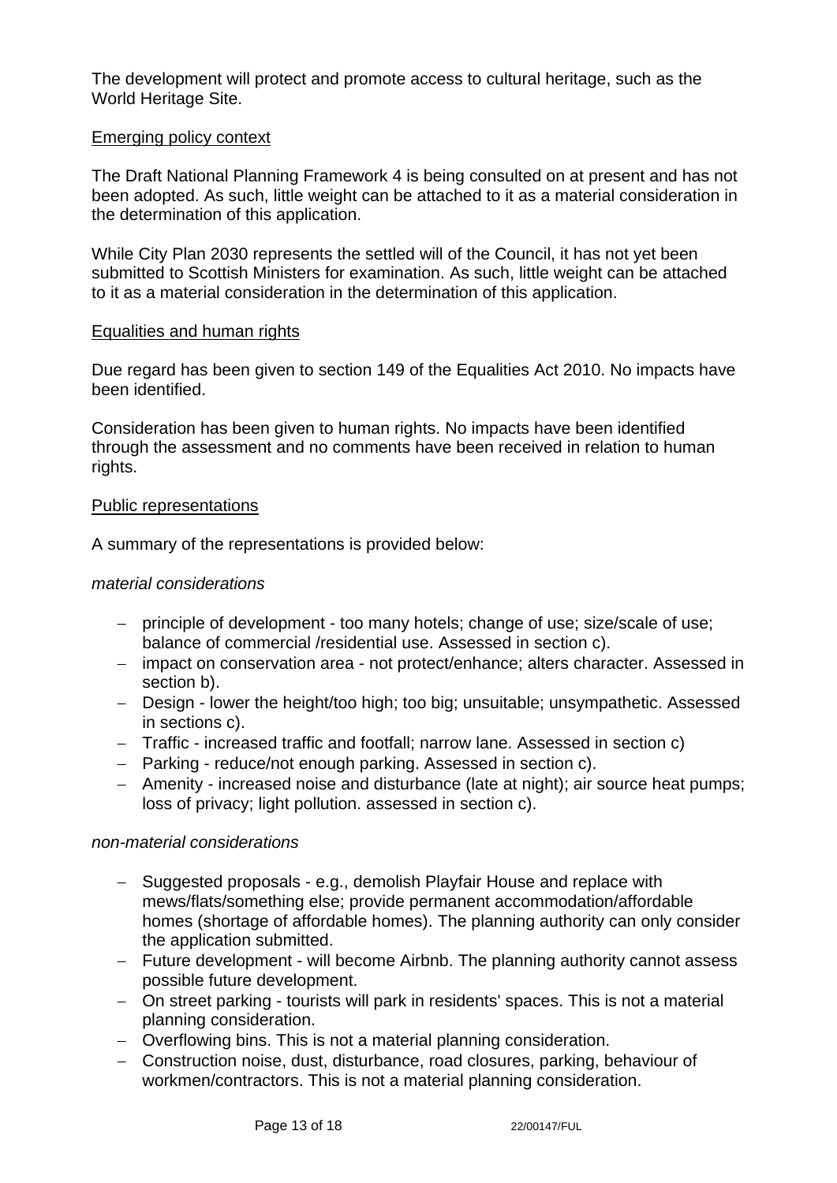The development will protect and promote access to cultural heritage, such as the World Heritage Site.

Emerging policy context

The Draft National Planning Framework 4 is being consulted on at present and has not been adopted. As such, little weight can be attached to it as a material consideration in the determination of this application.

While City Plan 2030 represents the settled will of the Council, it has not yet been submitted to Scottish Ministers for examination. As such, little weight can be attached to it as a material consideration in the determination of this application.

Equalities and human rights

Due regard has been given to section 149 of the Equalities Act 2010. No impacts have been identified.

Consideration has been given to human rights. No impacts have been identified through the assessment and no comments have been received in relation to human rights.

Public representations

A summary of the representations is provided below:

*material considerations*

- principle of development - too many hotels; change of use; size/scale of use; balance of commercial /residential use. Assessed in section c).
- impact on conservation area - not protect/enhance; alters character. Assessed in section b).
- Design - lower the height/too high; too big; unsuitable; unsympathetic. Assessed in sections c).
- Traffic - increased traffic and footfall; narrow lane. Assessed in section c)
- Parking - reduce/not enough parking. Assessed in section c).
- Amenity - increased noise and disturbance (late at night); air source heat pumps; loss of privacy; light pollution. assessed in section c).

*non-material considerations*

- Suggested proposals - e.g., demolish Playfair House and replace with mews/flats/something else; provide permanent accommodation/affordable homes (shortage of affordable homes). The planning authority can only consider the application submitted.
- Future development - will become Airbnb. The planning authority cannot assess possible future development.
- On street parking - tourists will park in residents' spaces. This is not a material planning consideration.
- Overflowing bins. This is not a material planning consideration.
- Construction noise, dust, disturbance, road closures, parking, behaviour of workmen/contractors. This is not a material planning consideration.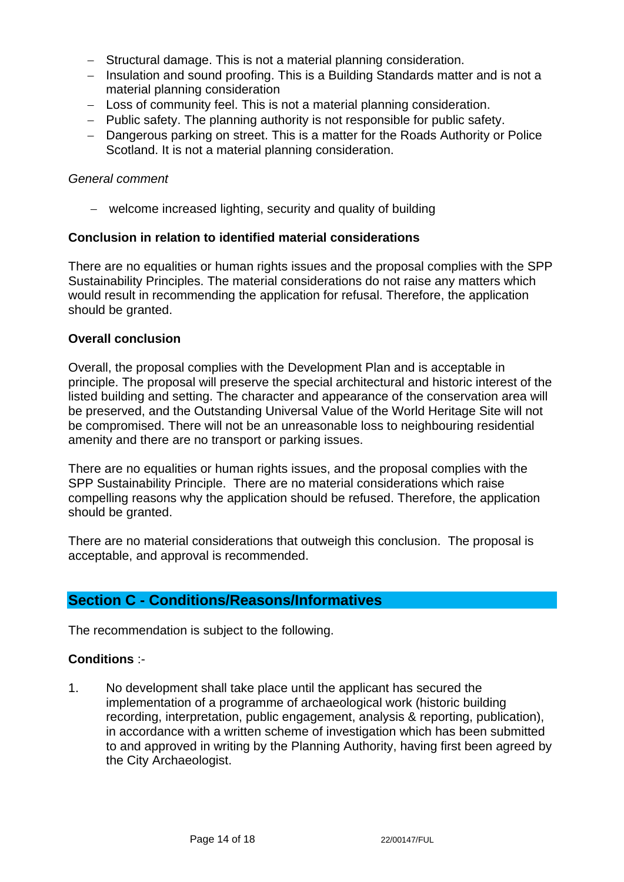- Structural damage. This is not a material planning consideration.
- Insulation and sound proofing. This is a Building Standards matter and is not a material planning consideration
- Loss of community feel. This is not a material planning consideration.
- Public safety. The planning authority is not responsible for public safety.
- Dangerous parking on street. This is a matter for the Roads Authority or Police Scotland. It is not a material planning consideration.

*General comment*

- welcome increased lighting, security and quality of building

**Conclusion in relation to identified material considerations**

There are no equalities or human rights issues and the proposal complies with the SPP Sustainability Principles. The material considerations do not raise any matters which would result in recommending the application for refusal. Therefore, the application should be granted.

**Overall conclusion**

Overall, the proposal complies with the Development Plan and is acceptable in principle. The proposal will preserve the special architectural and historic interest of the listed building and setting. The character and appearance of the conservation area will be preserved, and the Outstanding Universal Value of the World Heritage Site will not be compromised. There will not be an unreasonable loss to neighbouring residential amenity and there are no transport or parking issues.

There are no equalities or human rights issues, and the proposal complies with the SPP Sustainability Principle. There are no material considerations which raise compelling reasons why the application should be refused. Therefore, the application should be granted.

There are no material considerations that outweigh this conclusion. The proposal is acceptable, and approval is recommended.

## Section C - Conditions/Reasons/Informatives

The recommendation is subject to the following.

**Conditions** :-

1. No development shall take place until the applicant has secured the implementation of a programme of archaeological work (historic building recording, interpretation, public engagement, analysis & reporting, publication), in accordance with a written scheme of investigation which has been submitted to and approved in writing by the Planning Authority, having first been agreed by the City Archaeologist.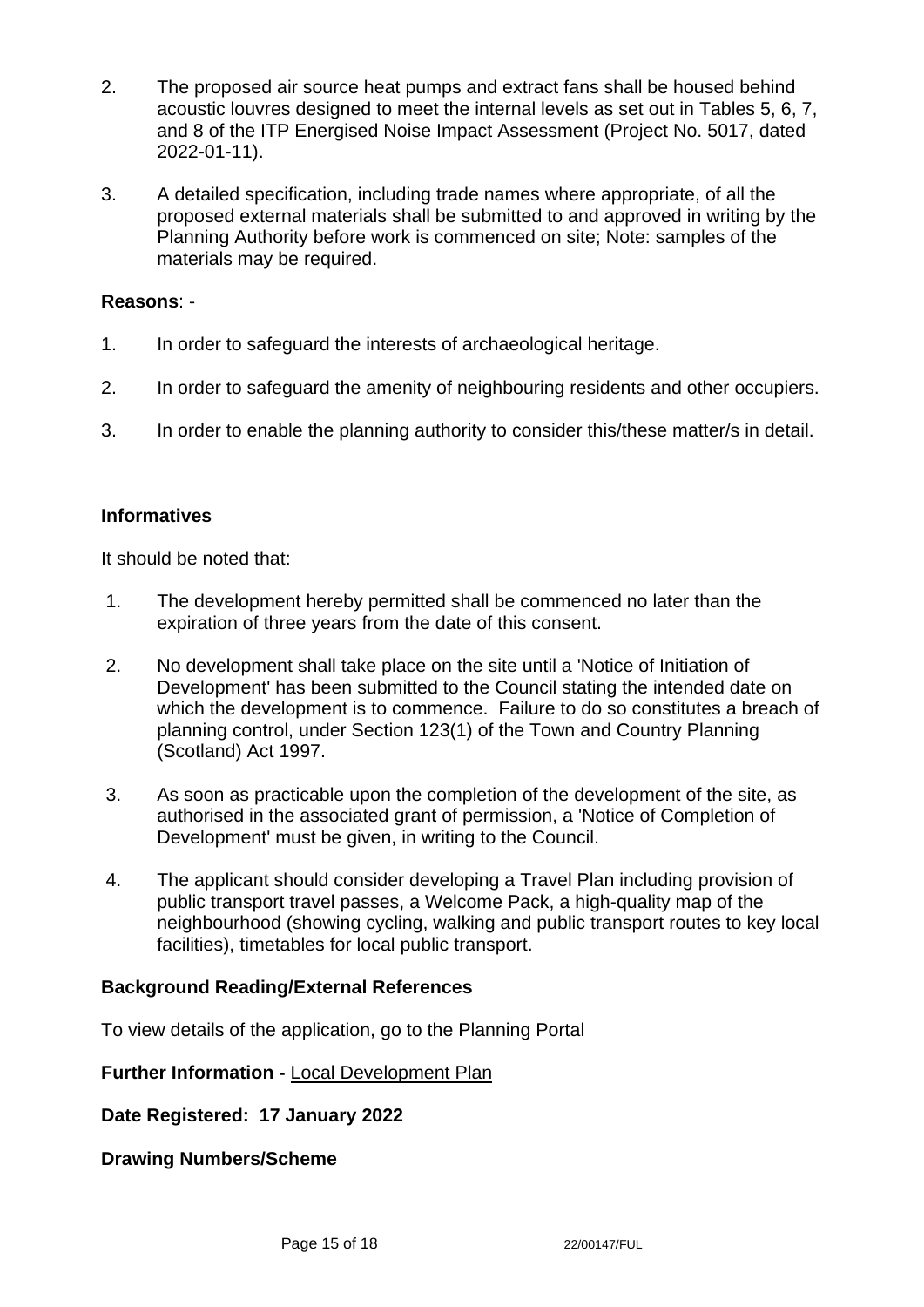2. The proposed air source heat pumps and extract fans shall be housed behind acoustic louvres designed to meet the internal levels as set out in Tables 5, 6, 7, and 8 of the ITP Energised Noise Impact Assessment (Project No. 5017, dated 2022-01-11).

3. A detailed specification, including trade names where appropriate, of all the proposed external materials shall be submitted to and approved in writing by the Planning Authority before work is commenced on site; Note: samples of the materials may be required.

**Reasons**: -

1. In order to safeguard the interests of archaeological heritage.

2. In order to safeguard the amenity of neighbouring residents and other occupiers.

3. In order to enable the planning authority to consider this/these matter/s in detail.

**Informatives**

It should be noted that:

1. The development hereby permitted shall be commenced no later than the expiration of three years from the date of this consent.

2. No development shall take place on the site until a 'Notice of Initiation of Development' has been submitted to the Council stating the intended date on which the development is to commence. Failure to do so constitutes a breach of planning control, under Section 123(1) of the Town and Country Planning (Scotland) Act 1997.

3. As soon as practicable upon the completion of the development of the site, as authorised in the associated grant of permission, a 'Notice of Completion of Development' must be given, in writing to the Council.

4. The applicant should consider developing a Travel Plan including provision of public transport travel passes, a Welcome Pack, a high-quality map of the neighbourhood (showing cycling, walking and public transport routes to key local facilities), timetables for local public transport.

**Background Reading/External References**

To view details of the application, go to the Planning Portal

**Further Information -** Local Development Plan

**Date Registered: 17 January 2022**

**Drawing Numbers/Scheme**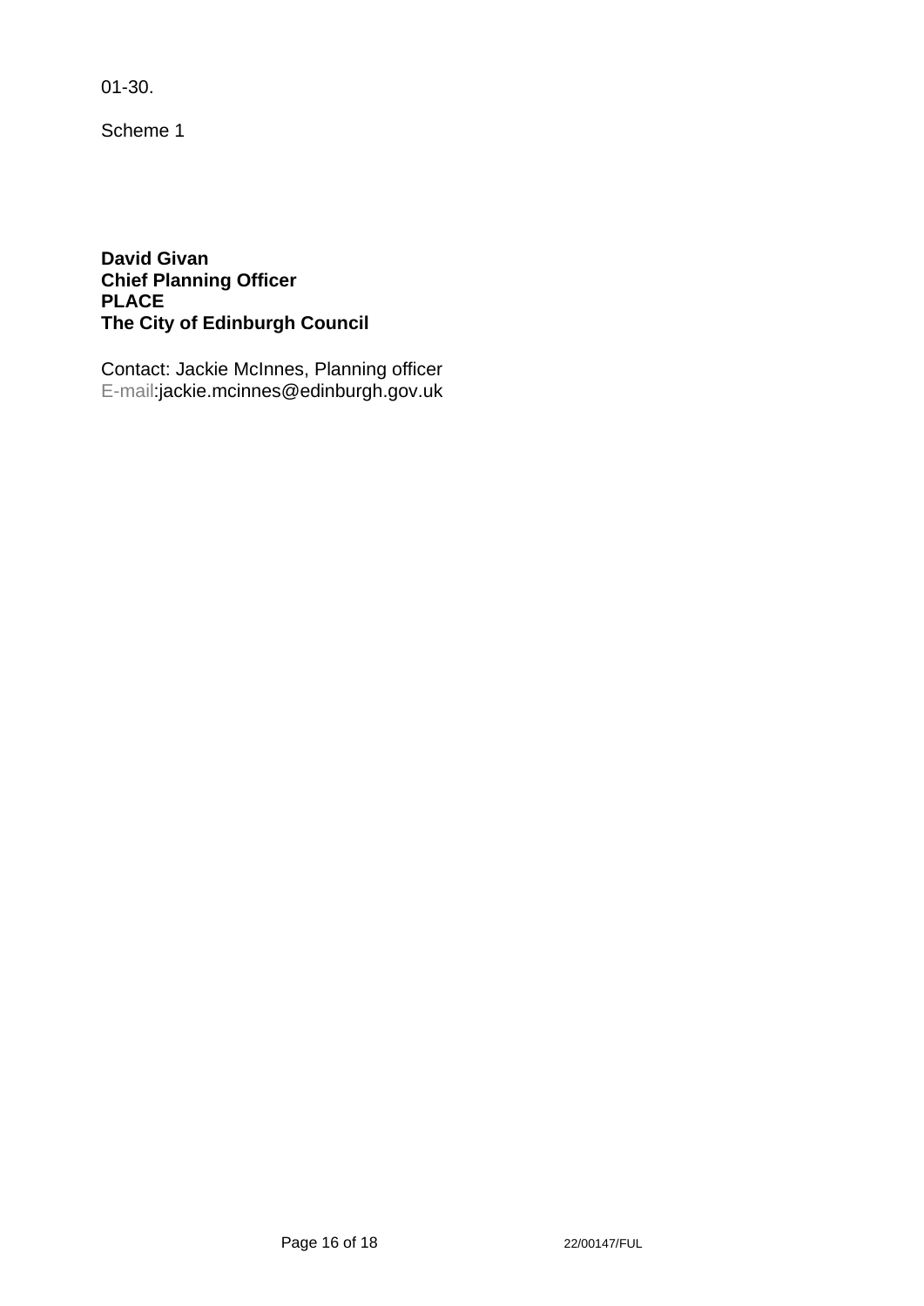01-30.

Scheme 1

**David Givan**
**Chief Planning Officer**
**PLACE**
**The City of Edinburgh Council**

Contact: Jackie McInnes, Planning officer
E-mail:jackie.mcinnes@edinburgh.gov.uk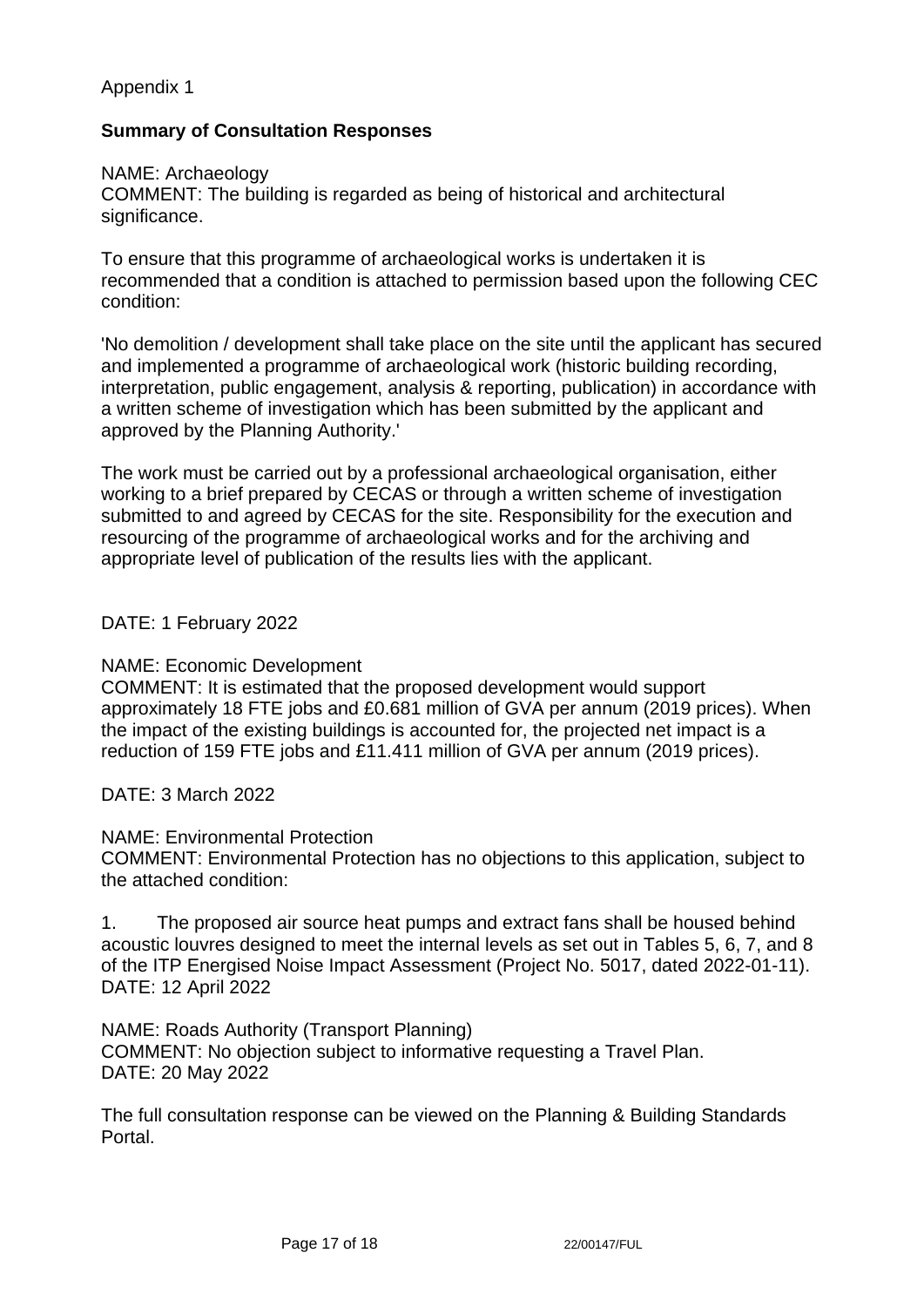Appendix 1

**Summary of Consultation Responses**

NAME: Archaeology
COMMENT: The building is regarded as being of historical and architectural significance.

To ensure that this programme of archaeological works is undertaken it is recommended that a condition is attached to permission based upon the following CEC condition:

'No demolition / development shall take place on the site until the applicant has secured and implemented a programme of archaeological work (historic building recording, interpretation, public engagement, analysis & reporting, publication) in accordance with a written scheme of investigation which has been submitted by the applicant and approved by the Planning Authority.'

The work must be carried out by a professional archaeological organisation, either working to a brief prepared by CECAS or through a written scheme of investigation submitted to and agreed by CECAS for the site. Responsibility for the execution and resourcing of the programme of archaeological works and for the archiving and appropriate level of publication of the results lies with the applicant.

DATE: 1 February 2022

NAME: Economic Development
COMMENT: It is estimated that the proposed development would support approximately 18 FTE jobs and £0.681 million of GVA per annum (2019 prices). When the impact of the existing buildings is accounted for, the projected net impact is a reduction of 159 FTE jobs and £11.411 million of GVA per annum (2019 prices).

DATE: 3 March 2022

NAME: Environmental Protection
COMMENT: Environmental Protection has no objections to this application, subject to the attached condition:

1. The proposed air source heat pumps and extract fans shall be housed behind acoustic louvres designed to meet the internal levels as set out in Tables 5, 6, 7, and 8 of the ITP Energised Noise Impact Assessment (Project No. 5017, dated 2022-01-11).
DATE: 12 April 2022

NAME: Roads Authority (Transport Planning)
COMMENT: No objection subject to informative requesting a Travel Plan.
DATE: 20 May 2022

The full consultation response can be viewed on the Planning & Building Standards Portal.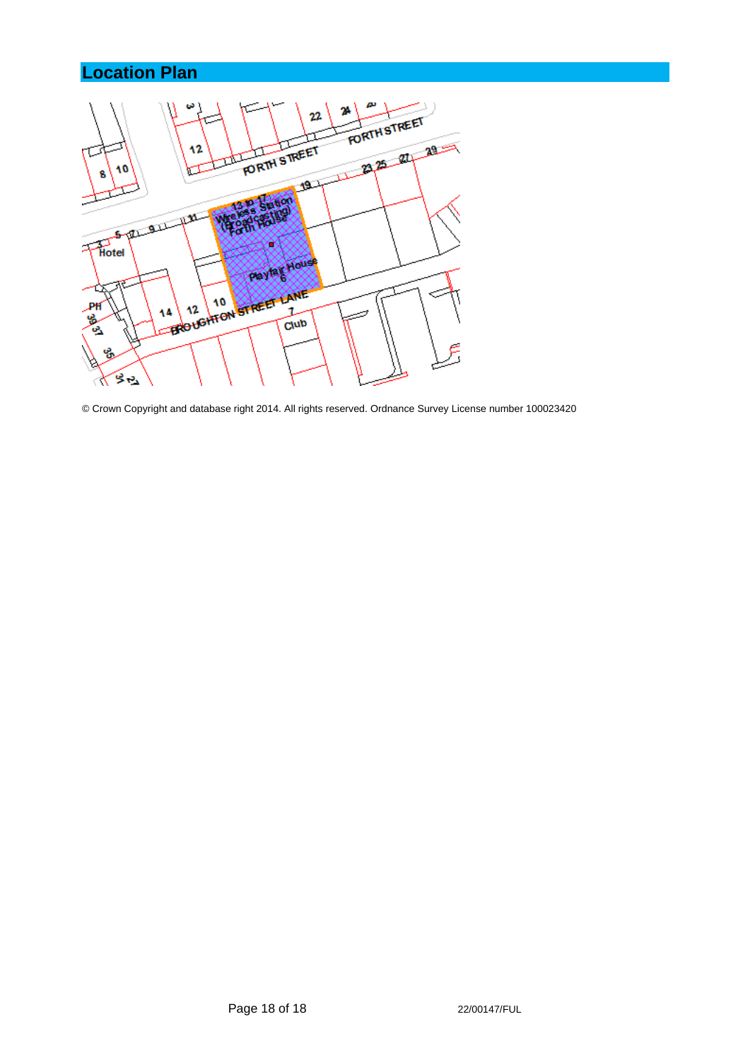## Location Plan

FORTH STREET

FORTH STREET

BROUGHTON STREET LANE

Wireless Station (Broadcasting) Forth House

13 to 17

Playfair House

6

Hotel

PH

Club

© Crown Copyright and database right 2014. All rights reserved. Ordnance Survey License number 100023420

22/00147/FUL